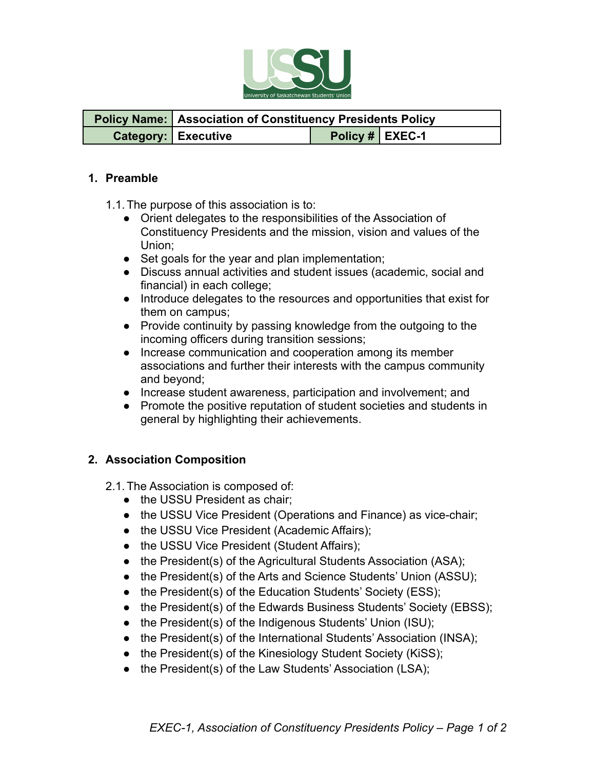| Policy Name: | Association of Constituency Presidents Policy | | |
|---|---|---|---|
| Category: | Executive | Policy # | EXEC-1 |

## 1. Preamble

1.1. The purpose of this association is to:

- Orient delegates to the responsibilities of the Association of Constituency Presidents and the mission, vision and values of the Union;
- Set goals for the year and plan implementation;
- Discuss annual activities and student issues (academic, social and financial) in each college;
- Introduce delegates to the resources and opportunities that exist for them on campus;
- Provide continuity by passing knowledge from the outgoing to the incoming officers during transition sessions;
- Increase communication and cooperation among its member associations and further their interests with the campus community and beyond;
- Increase student awareness, participation and involvement; and
- Promote the positive reputation of student societies and students in general by highlighting their achievements.

## 2. Association Composition

2.1. The Association is composed of:

- the USSU President as chair;
- the USSU Vice President (Operations and Finance) as vice-chair;
- the USSU Vice President (Academic Affairs);
- the USSU Vice President (Student Affairs);
- the President(s) of the Agricultural Students Association (ASA);
- the President(s) of the Arts and Science Students' Union (ASSU);
- the President(s) of the Education Students' Society (ESS);
- the President(s) of the Edwards Business Students' Society (EBSS);
- the President(s) of the Indigenous Students' Union (ISU);
- the President(s) of the International Students' Association (INSA);
- the President(s) of the Kinesiology Student Society (KiSS);
- the President(s) of the Law Students' Association (LSA);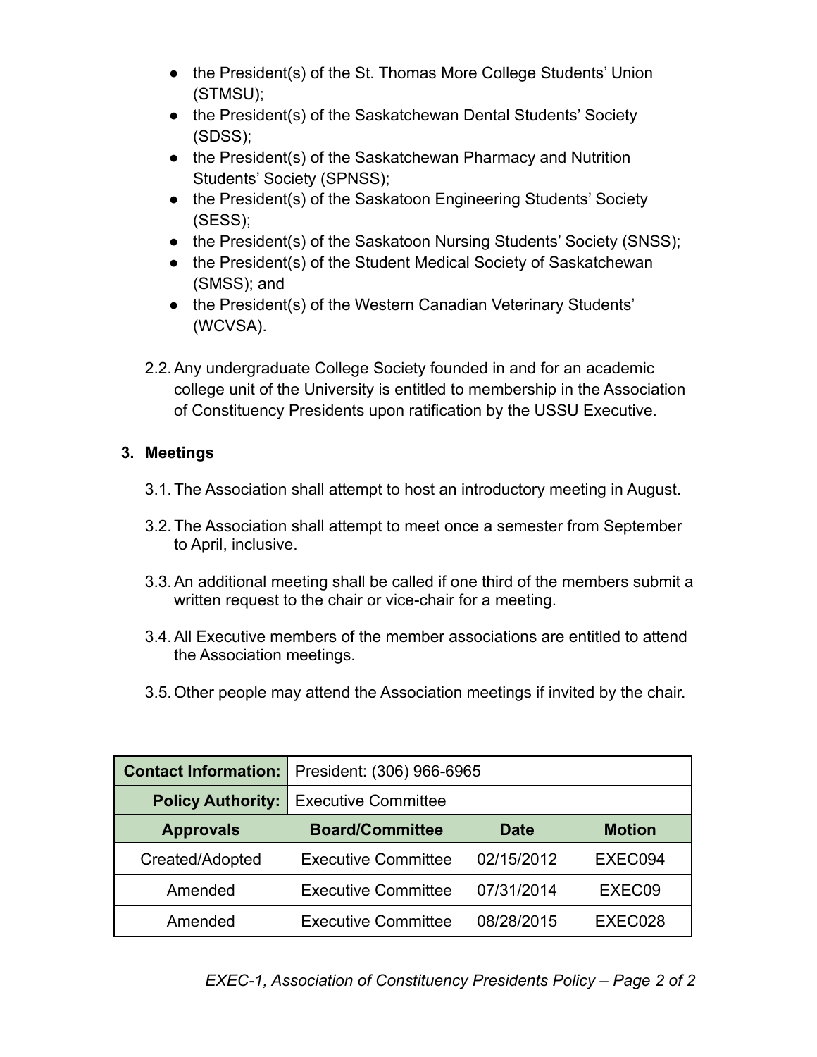- the President(s) of the St. Thomas More College Students' Union (STMSU);
- the President(s) of the Saskatchewan Dental Students' Society (SDSS);
- the President(s) of the Saskatchewan Pharmacy and Nutrition Students' Society (SPNSS);
- the President(s) of the Saskatoon Engineering Students' Society (SESS);
- the President(s) of the Saskatoon Nursing Students' Society (SNSS);
- the President(s) of the Student Medical Society of Saskatchewan (SMSS); and
- the President(s) of the Western Canadian Veterinary Students' (WCVSA).

2.2. Any undergraduate College Society founded in and for an academic college unit of the University is entitled to membership in the Association of Constituency Presidents upon ratification by the USSU Executive.

## 3. Meetings

3.1. The Association shall attempt to host an introductory meeting in August.

3.2. The Association shall attempt to meet once a semester from September to April, inclusive.

3.3. An additional meeting shall be called if one third of the members submit a written request to the chair or vice-chair for a meeting.

3.4. All Executive members of the member associations are entitled to attend the Association meetings.

3.5. Other people may attend the Association meetings if invited by the chair.

| Contact Information: | President: (306) 966-6965 | | |
|---|---|---|---|
| Policy Authority: | Executive Committee | | |
| **Approvals** | **Board/Committee** | **Date** | **Motion** |
| Created/Adopted | Executive Committee | 02/15/2012 | EXEC094 |
| Amended | Executive Committee | 07/31/2014 | EXEC09 |
| Amended | Executive Committee | 08/28/2015 | EXEC028 |

*EXEC-1, Association of Constituency Presidents Policy*